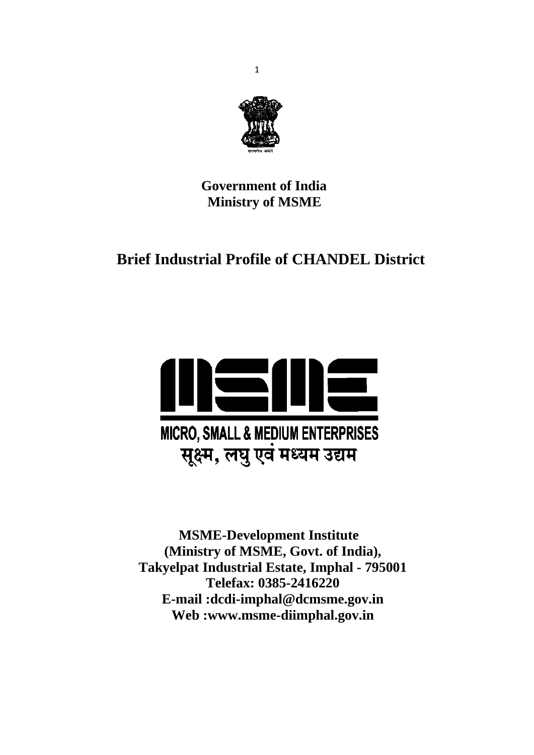**Government of India**
**Ministry of MSME**

# Brief Industrial Profile of CHANDEL District

MICRO, SMALL & MEDIUM ENTERPRISES
सूक्ष्म, लघु एवं मध्यम उद्यम

**MSME-Development Institute**
**(Ministry of MSME, Govt. of India),**
**Takyelpat Industrial Estate, Imphal - 795001**
**Telefax: 0385-2416220**
**E-mail :dcdi-imphal@dcmsme.gov.in**
**Web :www.msme-diimphal.gov.in**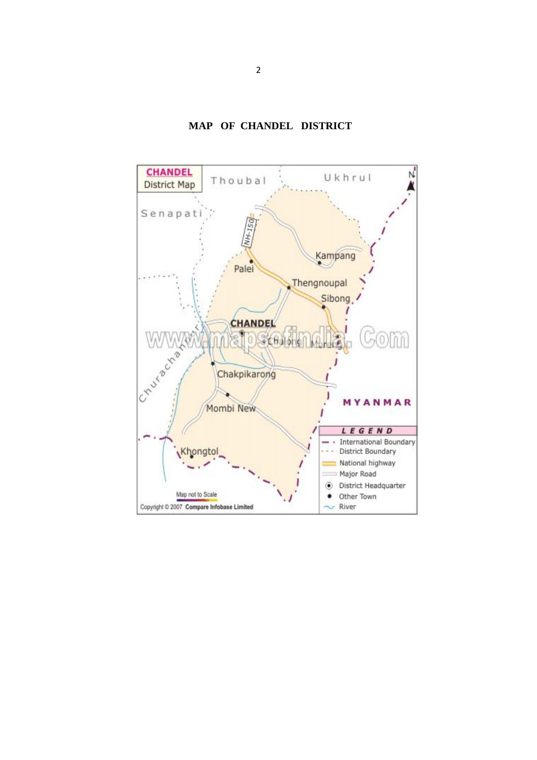**MAP OF CHANDEL DISTRICT**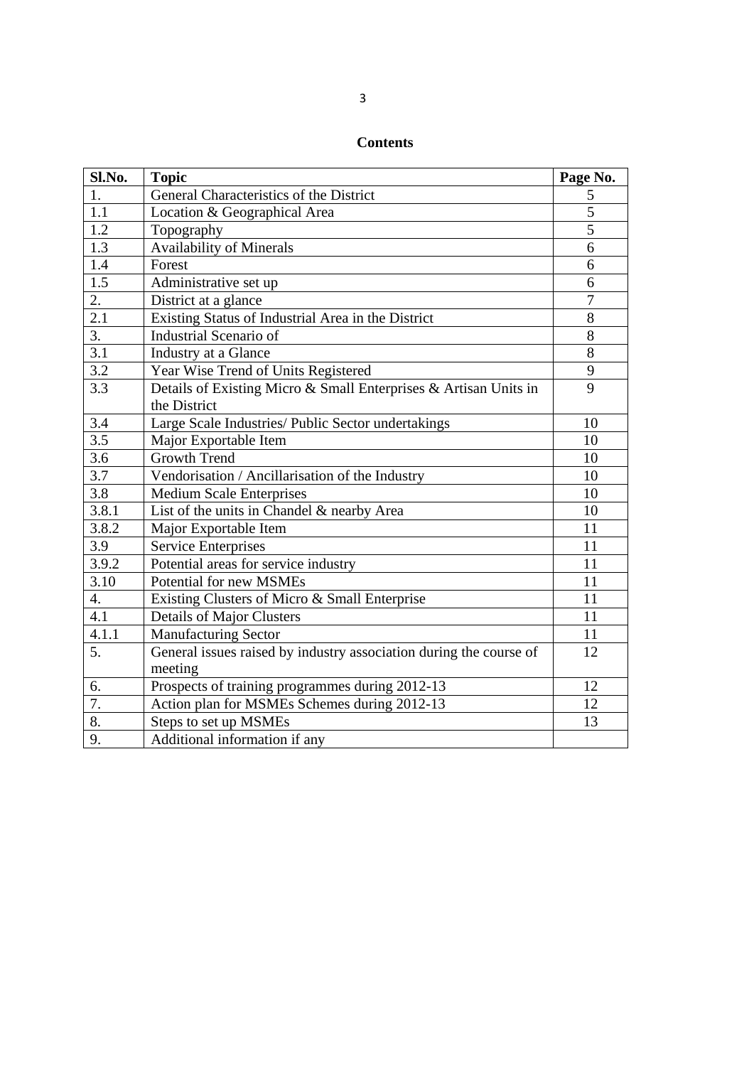## Contents

| Sl.No. | Topic | Page No. |
|---|---|---|
| 1. | General Characteristics of the District | 5 |
| 1.1 | Location & Geographical Area | 5 |
| 1.2 | Topography | 5 |
| 1.3 | Availability of Minerals | 6 |
| 1.4 | Forest | 6 |
| 1.5 | Administrative set up | 6 |
| 2. | District at a glance | 7 |
| 2.1 | Existing Status of Industrial Area in the District | 8 |
| 3. | Industrial Scenario of | 8 |
| 3.1 | Industry at a Glance | 8 |
| 3.2 | Year Wise Trend of Units Registered | 9 |
| 3.3 | Details of Existing Micro & Small Enterprises & Artisan Units in the District | 9 |
| 3.4 | Large Scale Industries/ Public Sector undertakings | 10 |
| 3.5 | Major Exportable Item | 10 |
| 3.6 | Growth Trend | 10 |
| 3.7 | Vendorisation / Ancillarisation of the Industry | 10 |
| 3.8 | Medium Scale Enterprises | 10 |
| 3.8.1 | List of the units in Chandel & nearby Area | 10 |
| 3.8.2 | Major Exportable Item | 11 |
| 3.9 | Service Enterprises | 11 |
| 3.9.2 | Potential areas for service industry | 11 |
| 3.10 | Potential for new MSMEs | 11 |
| 4. | Existing Clusters of Micro & Small Enterprise | 11 |
| 4.1 | Details of Major Clusters | 11 |
| 4.1.1 | Manufacturing Sector | 11 |
| 5. | General issues raised by industry association during the course of meeting | 12 |
| 6. | Prospects of training programmes during 2012-13 | 12 |
| 7. | Action plan for MSMEs Schemes during 2012-13 | 12 |
| 8. | Steps to set up MSMEs | 13 |
| 9. | Additional information if any | |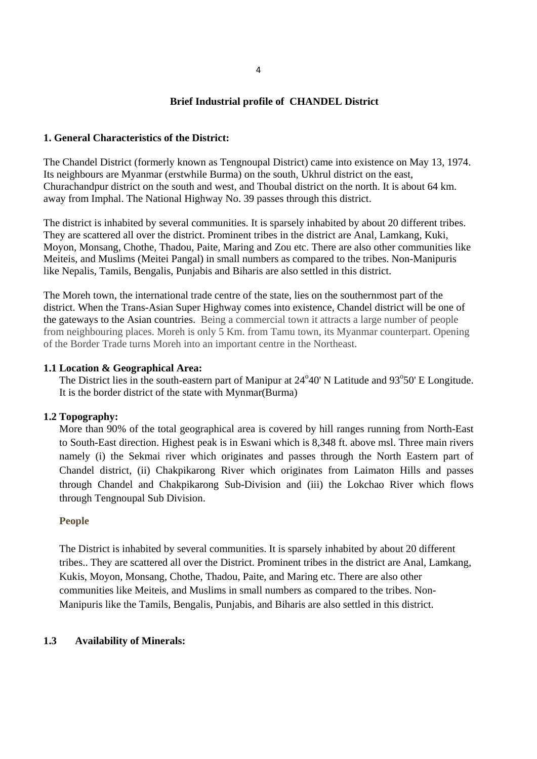## Brief Industrial profile of CHANDEL District

### 1. General Characteristics of the District:

The Chandel District (formerly known as Tengnoupal District) came into existence on May 13, 1974. Its neighbours are Myanmar (erstwhile Burma) on the south, Ukhrul district on the east, Churachandpur district on the south and west, and Thoubal district on the north. It is about 64 km. away from Imphal. The National Highway No. 39 passes through this district.

The district is inhabited by several communities. It is sparsely inhabited by about 20 different tribes. They are scattered all over the district. Prominent tribes in the district are Anal, Lamkang, Kuki, Moyon, Monsang, Chothe, Thadou, Paite, Maring and Zou etc. There are also other communities like Meiteis, and Muslims (Meitei Pangal) in small numbers as compared to the tribes. Non-Manipuris like Nepalis, Tamils, Bengalis, Punjabis and Biharis are also settled in this district.

The Moreh town, the international trade centre of the state, lies on the southernmost part of the district. When the Trans-Asian Super Highway comes into existence, Chandel district will be one of the gateways to the Asian countries. Being a commercial town it attracts a large number of people from neighbouring places. Moreh is only 5 Km. from Tamu town, its Myanmar counterpart. Opening of the Border Trade turns Moreh into an important centre in the Northeast.

#### 1.1 Location & Geographical Area:

The District lies in the south-eastern part of Manipur at 24°40' N Latitude and 93°50' E Longitude. It is the border district of the state with Mynmar(Burma)

#### 1.2 Topography:

More than 90% of the total geographical area is covered by hill ranges running from North-East to South-East direction. Highest peak is in Eswani which is 8,348 ft. above msl. Three main rivers namely (i) the Sekmai river which originates and passes through the North Eastern part of Chandel district, (ii) Chakpikarong River which originates from Laimaton Hills and passes through Chandel and Chakpikarong Sub-Division and (iii) the Lokchao River which flows through Tengnoupal Sub Division.

**People**

The District is inhabited by several communities. It is sparsely inhabited by about 20 different tribes.. They are scattered all over the District. Prominent tribes in the district are Anal, Lamkang, Kukis, Moyon, Monsang, Chothe, Thadou, Paite, and Maring etc. There are also other communities like Meiteis, and Muslims in small numbers as compared to the tribes. Non-Manipuris like the Tamils, Bengalis, Punjabis, and Biharis are also settled in this district.

#### 1.3 Availability of Minerals: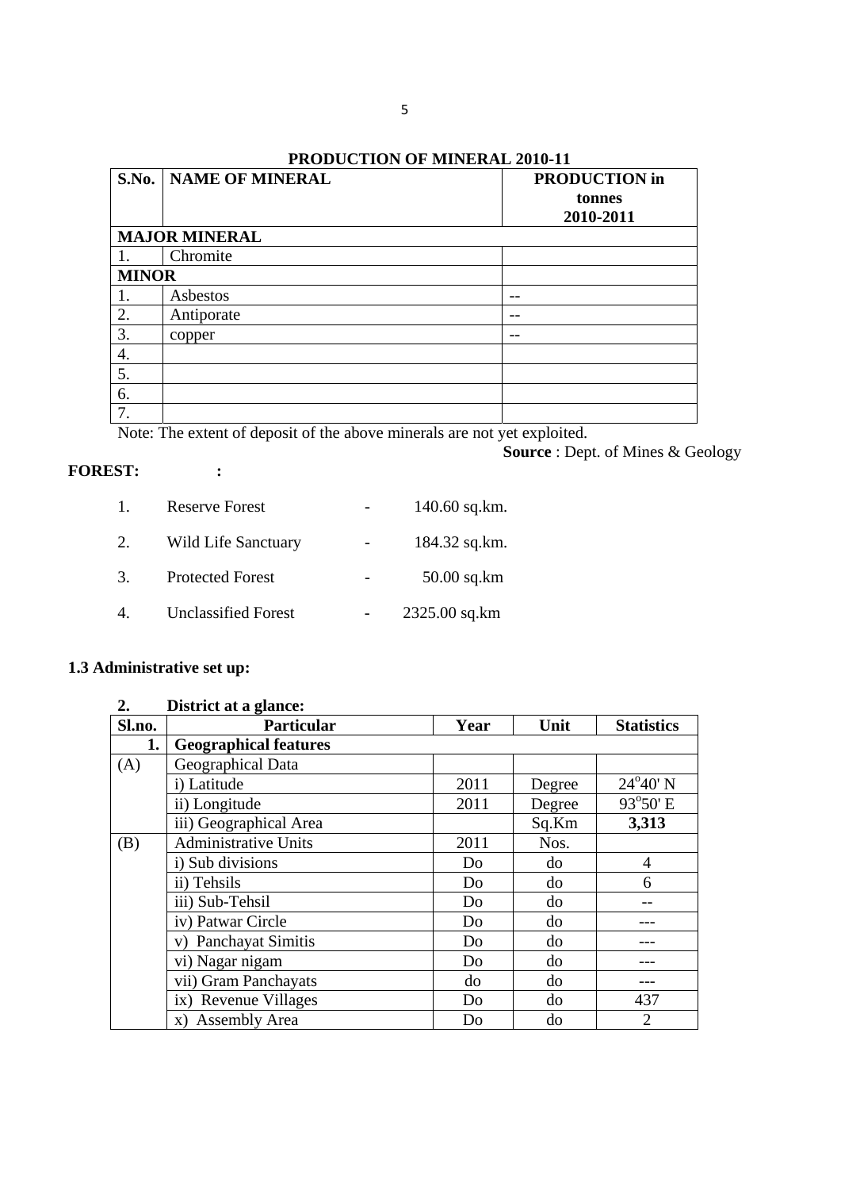## PRODUCTION OF MINERAL 2010-11

| S.No. | NAME OF MINERAL | PRODUCTION in tonnes 2010-2011 |
|---|---|---|
| **MAJOR MINERAL** | | |
| 1. | Chromite | |
| **MINOR** | | |
| 1. | Asbestos | -- |
| 2. | Antiporate | -- |
| 3. | copper | -- |
| 4. | | |
| 5. | | |
| 6. | | |
| 7. | | |

Note: The extent of deposit of the above minerals are not yet exploited.

**Source** : Dept. of Mines & Geology

**FOREST: :**

1. Reserve Forest - 140.60 sq.km.
2. Wild Life Sanctuary - 184.32 sq.km.
3. Protected Forest - 50.00 sq.km
4. Unclassified Forest - 2325.00 sq.km

### 1.3 Administrative set up:

**2. District at a glance:**

| Sl.no. | Particular | Year | Unit | Statistics |
|---|---|---|---|---|
| **1.** | **Geographical features** | | | |
| (A) | Geographical Data | | | |
| | i) Latitude | 2011 | Degree | $24^{o}40'$ N |
| | ii) Longitude | 2011 | Degree | $93^{o}50'$ E |
| | iii) Geographical Area | | Sq.Km | **3,313** |
| (B) | Administrative Units | 2011 | Nos. | |
| | i) Sub divisions | Do | do | 4 |
| | ii) Tehsils | Do | do | 6 |
| | iii) Sub-Tehsil | Do | do | -- |
| | iv) Patwar Circle | Do | do | --- |
| | v) Panchayat Simitis | Do | do | --- |
| | vi) Nagar nigam | Do | do | --- |
| | vii) Gram Panchayats | do | do | --- |
| | ix) Revenue Villages | Do | do | 437 |
| | x) Assembly Area | Do | do | 2 |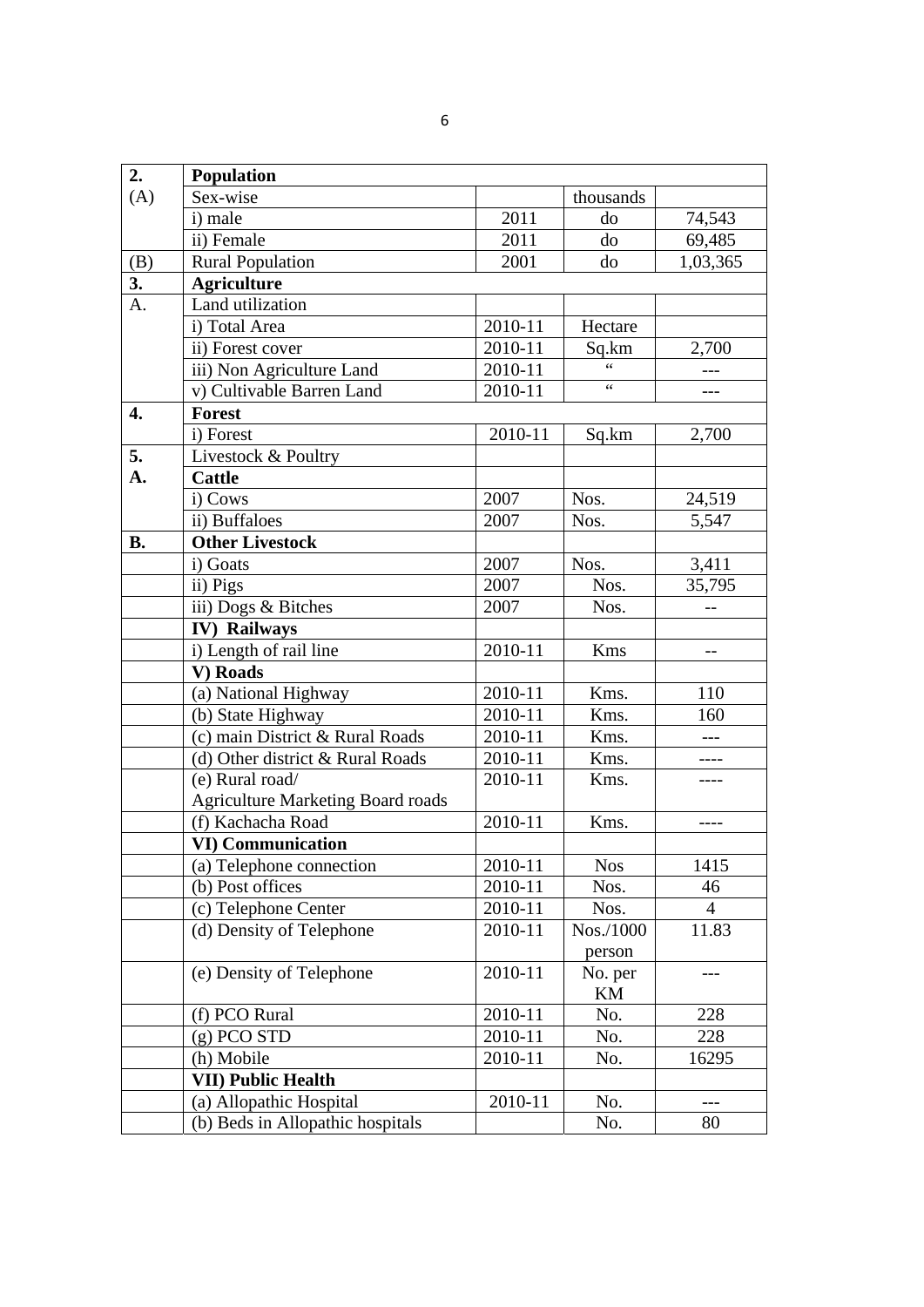| 2. | **Population** | | | |
|---|---|---|---|---|
| (A) | Sex-wise | | thousands | |
| | i) male | 2011 | do | 74,543 |
| | ii) Female | 2011 | do | 69,485 |
| (B) | Rural Population | 2001 | do | 1,03,365 |
| **3.** | **Agriculture** | | | |
| A. | Land utilization | | | |
| | i) Total Area | 2010-11 | Hectare | |
| | ii) Forest cover | 2010-11 | Sq.km | 2,700 |
| | iii) Non Agriculture Land | 2010-11 | " | --- |
| | v) Cultivable Barren Land | 2010-11 | " | --- |
| **4.** | **Forest** | | | |
| | i) Forest | 2010-11 | Sq.km | 2,700 |
| **5.** | Livestock & Poultry | | | |
| **A.** | **Cattle** | | | |
| | i) Cows | 2007 | Nos. | 24,519 |
| | ii) Buffaloes | 2007 | Nos. | 5,547 |
| **B.** | **Other Livestock** | | | |
| | i) Goats | 2007 | Nos. | 3,411 |
| | ii) Pigs | 2007 | Nos. | 35,795 |
| | iii) Dogs & Bitches | 2007 | Nos. | -- |
| | **IV) Railways** | | | |
| | i) Length of rail line | 2010-11 | Kms | -- |
| | **V) Roads** | | | |
| | (a) National Highway | 2010-11 | Kms. | 110 |
| | (b) State Highway | 2010-11 | Kms. | 160 |
| | (c) main District & Rural Roads | 2010-11 | Kms. | --- |
| | (d) Other district & Rural Roads | 2010-11 | Kms. | ---- |
| | (e) Rural road/ Agriculture Marketing Board roads | 2010-11 | Kms. | ---- |
| | (f) Kachacha Road | 2010-11 | Kms. | ---- |
| | **VI) Communication** | | | |
| | (a) Telephone connection | 2010-11 | Nos | 1415 |
| | (b) Post offices | 2010-11 | Nos. | 46 |
| | (c) Telephone Center | 2010-11 | Nos. | 4 |
| | (d) Density of Telephone | 2010-11 | Nos./1000 person | 11.83 |
| | (e) Density of Telephone | 2010-11 | No. per KM | --- |
| | (f) PCO Rural | 2010-11 | No. | 228 |
| | (g) PCO STD | 2010-11 | No. | 228 |
| | (h) Mobile | 2010-11 | No. | 16295 |
| | **VII) Public Health** | | | |
| | (a) Allopathic Hospital | 2010-11 | No. | --- |
| | (b) Beds in Allopathic hospitals | | No. | 80 |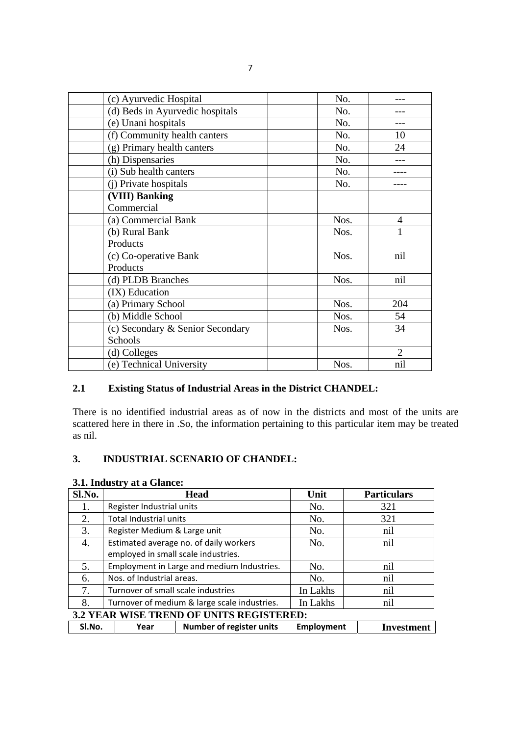|  |  |  |  |  |
|---|---|---|---|---|
|  | (c) Ayurvedic Hospital |  | No. | --- |
|  | (d) Beds in Ayurvedic hospitals |  | No. | --- |
|  | (e) Unani hospitals |  | No. | --- |
|  | (f) Community health canters |  | No. | 10 |
|  | (g) Primary health canters |  | No. | 24 |
|  | (h) Dispensaries |  | No. | --- |
|  | (i) Sub health canters |  | No. | ---- |
|  | (j) Private hospitals |  | No. | ---- |
|  | **(VIII) Banking** Commercial |  |  |  |
|  | (a) Commercial Bank |  | Nos. | 4 |
|  | (b) Rural Bank Products |  | Nos. | 1 |
|  | (c) Co-operative Bank Products |  | Nos. | nil |
|  | (d) PLDB Branches |  | Nos. | nil |
|  | (IX) Education |  |  |  |
|  | (a) Primary School |  | Nos. | 204 |
|  | (b) Middle School |  | Nos. | 54 |
|  | (c) Secondary & Senior Secondary Schools |  | Nos. | 34 |
|  | (d) Colleges |  |  | 2 |
|  | (e) Technical University |  | Nos. | nil |

## 2.1 Existing Status of Industrial Areas in the District CHANDEL:

There is no identified industrial areas as of now in the districts and most of the units are scattered here in there in .So, the information pertaining to this particular item may be treated as nil.

## 3. INDUSTRIAL SCENARIO OF CHANDEL:

### 3.1. Industry at a Glance:

| Sl.No. | Head | Unit | Particulars |
|---|---|---|---|
| 1. | Register Industrial units | No. | 321 |
| 2. | Total Industrial units | No. | 321 |
| 3. | Register Medium & Large unit | No. | nil |
| 4. | Estimated average no. of daily workers employed in small scale industries. | No. | nil |
| 5. | Employment in Large and medium Industries. | No. | nil |
| 6. | Nos. of Industrial areas. | No. | nil |
| 7. | Turnover of small scale industries | In Lakhs | nil |
| 8. | Turnover of medium & large scale industries. | In Lakhs | nil |

### 3.2 YEAR WISE TREND OF UNITS REGISTERED:

| Sl.No. | Year | Number of register units | Employment | Investment |
|---|---|---|---|---|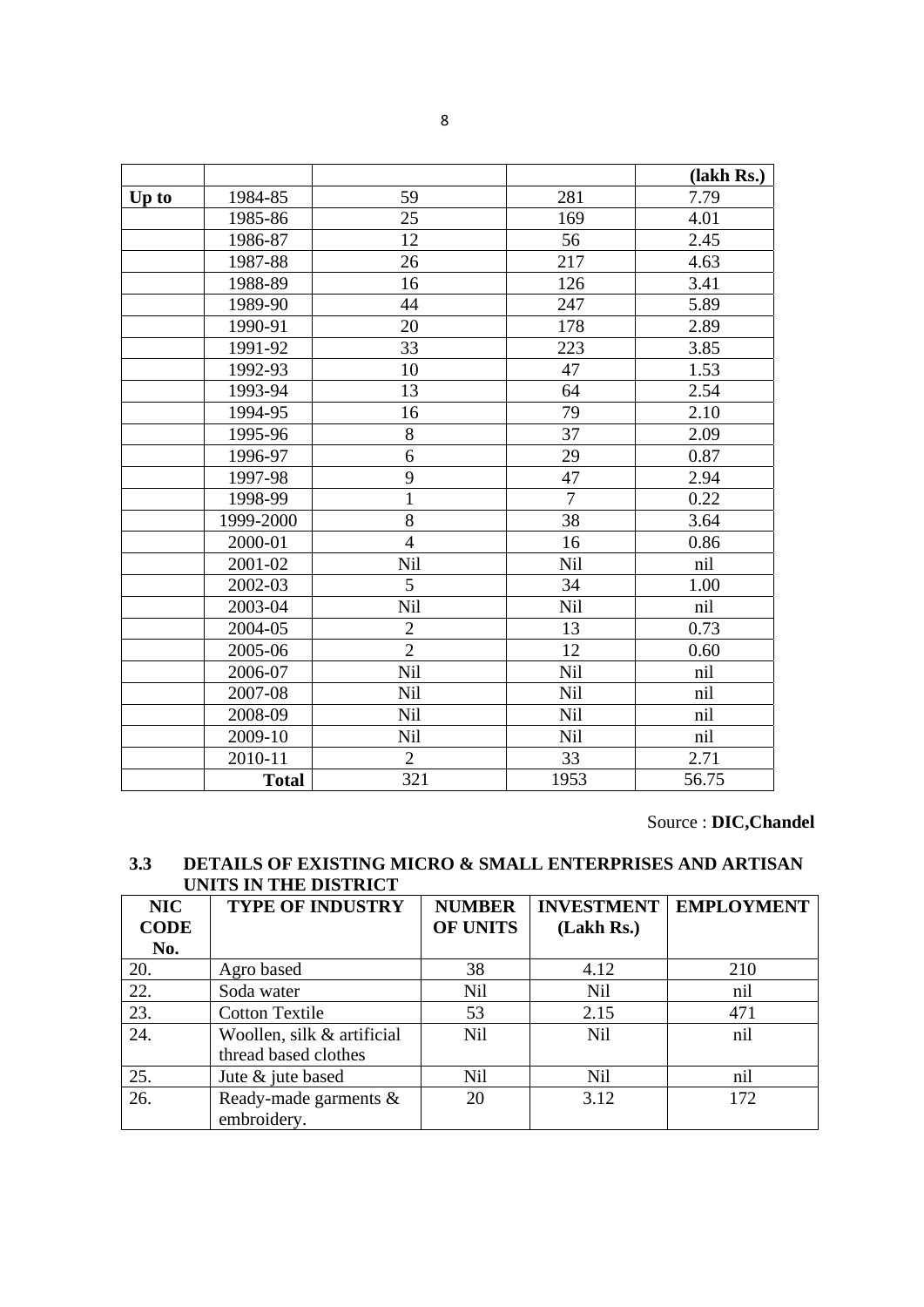| | | | | (lakh Rs.) |
|---|---|---|---|---|
| **Up to** | 1984-85 | 59 | 281 | 7.79 |
| | 1985-86 | 25 | 169 | 4.01 |
| | 1986-87 | 12 | 56 | 2.45 |
| | 1987-88 | 26 | 217 | 4.63 |
| | 1988-89 | 16 | 126 | 3.41 |
| | 1989-90 | 44 | 247 | 5.89 |
| | 1990-91 | 20 | 178 | 2.89 |
| | 1991-92 | 33 | 223 | 3.85 |
| | 1992-93 | 10 | 47 | 1.53 |
| | 1993-94 | 13 | 64 | 2.54 |
| | 1994-95 | 16 | 79 | 2.10 |
| | 1995-96 | 8 | 37 | 2.09 |
| | 1996-97 | 6 | 29 | 0.87 |
| | 1997-98 | 9 | 47 | 2.94 |
| | 1998-99 | 1 | 7 | 0.22 |
| | 1999-2000 | 8 | 38 | 3.64 |
| | 2000-01 | 4 | 16 | 0.86 |
| | 2001-02 | Nil | Nil | nil |
| | 2002-03 | 5 | 34 | 1.00 |
| | 2003-04 | Nil | Nil | nil |
| | 2004-05 | 2 | 13 | 0.73 |
| | 2005-06 | 2 | 12 | 0.60 |
| | 2006-07 | Nil | Nil | nil |
| | 2007-08 | Nil | Nil | nil |
| | 2008-09 | Nil | Nil | nil |
| | 2009-10 | Nil | Nil | nil |
| | 2010-11 | 2 | 33 | 2.71 |
| | **Total** | 321 | 1953 | 56.75 |

Source : **DIC,Chandel**

### 3.3 DETAILS OF EXISTING MICRO & SMALL ENTERPRISES AND ARTISAN UNITS IN THE DISTRICT

| NIC CODE No. | TYPE OF INDUSTRY | NUMBER OF UNITS | INVESTMENT (Lakh Rs.) | EMPLOYMENT |
|---|---|---|---|---|
| 20. | Agro based | 38 | 4.12 | 210 |
| 22. | Soda water | Nil | Nil | nil |
| 23. | Cotton Textile | 53 | 2.15 | 471 |
| 24. | Woollen, silk & artificial thread based clothes | Nil | Nil | nil |
| 25. | Jute & jute based | Nil | Nil | nil |
| 26. | Ready-made garments & embroidery. | 20 | 3.12 | 172 |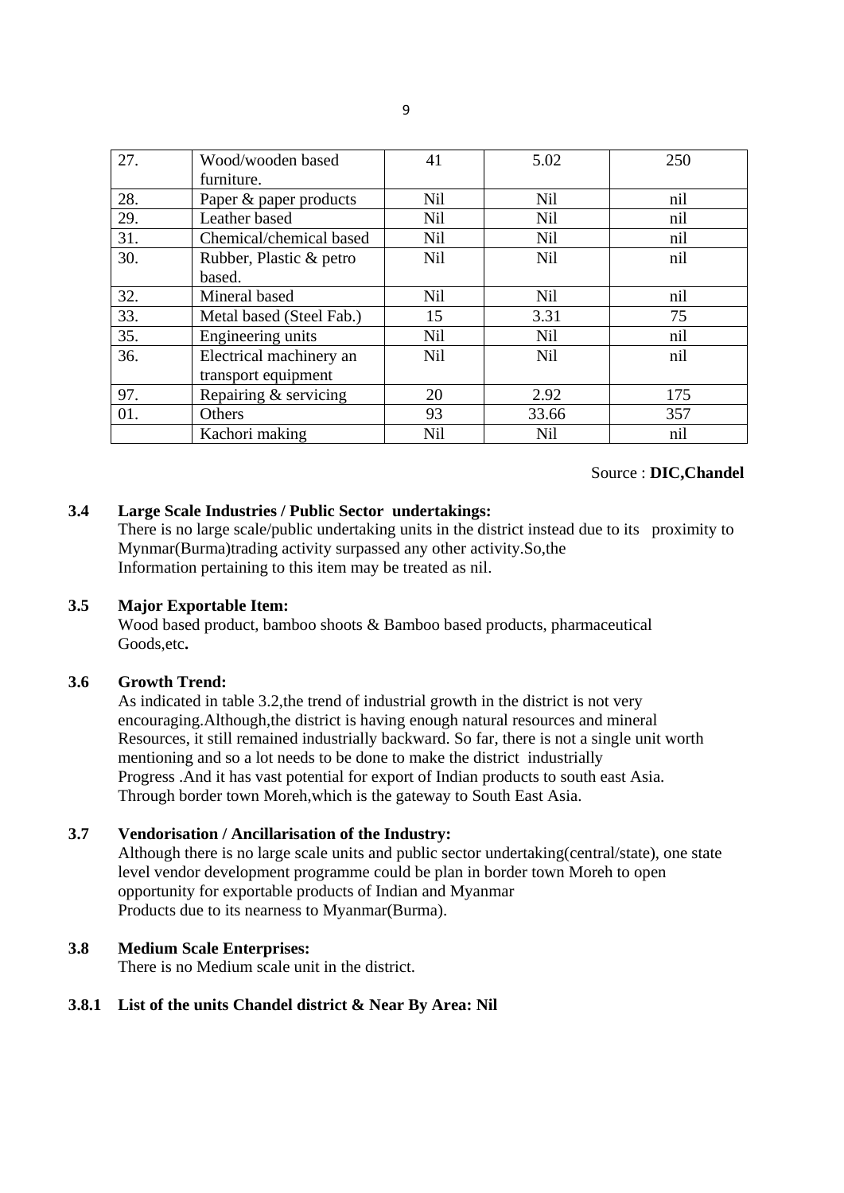| 27. | Wood/wooden based furniture. | 41 | 5.02 | 250 |
|---|---|---|---|---|
| 28. | Paper & paper products | Nil | Nil | nil |
| 29. | Leather based | Nil | Nil | nil |
| 31. | Chemical/chemical based | Nil | Nil | nil |
| 30. | Rubber, Plastic & petro based. | Nil | Nil | nil |
| 32. | Mineral based | Nil | Nil | nil |
| 33. | Metal based (Steel Fab.) | 15 | 3.31 | 75 |
| 35. | Engineering units | Nil | Nil | nil |
| 36. | Electrical machinery an transport equipment | Nil | Nil | nil |
| 97. | Repairing & servicing | 20 | 2.92 | 175 |
| 01. | Others | 93 | 33.66 | 357 |
|  | Kachori making | Nil | Nil | nil |

Source : **DIC,Chandel**

**3.4 Large Scale Industries / Public Sector undertakings:**

There is no large scale/public undertaking units in the district instead due to its proximity to Mynmar(Burma)trading activity surpassed any other activity.So,the Information pertaining to this item may be treated as nil.

**3.5 Major Exportable Item:**

Wood based product, bamboo shoots & Bamboo based products, pharmaceutical Goods,etc**.**

**3.6 Growth Trend:**

As indicated in table 3.2,the trend of industrial growth in the district is not very encouraging.Although,the district is having enough natural resources and mineral Resources, it still remained industrially backward. So far, there is not a single unit worth mentioning and so a lot needs to be done to make the district industrially Progress .And it has vast potential for export of Indian products to south east Asia. Through border town Moreh,which is the gateway to South East Asia.

**3.7 Vendorisation / Ancillarisation of the Industry:**

Although there is no large scale units and public sector undertaking(central/state), one state level vendor development programme could be plan in border town Moreh to open opportunity for exportable products of Indian and Myanmar Products due to its nearness to Myanmar(Burma).

**3.8 Medium Scale Enterprises:**

There is no Medium scale unit in the district.

**3.8.1 List of the units Chandel district & Near By Area: Nil**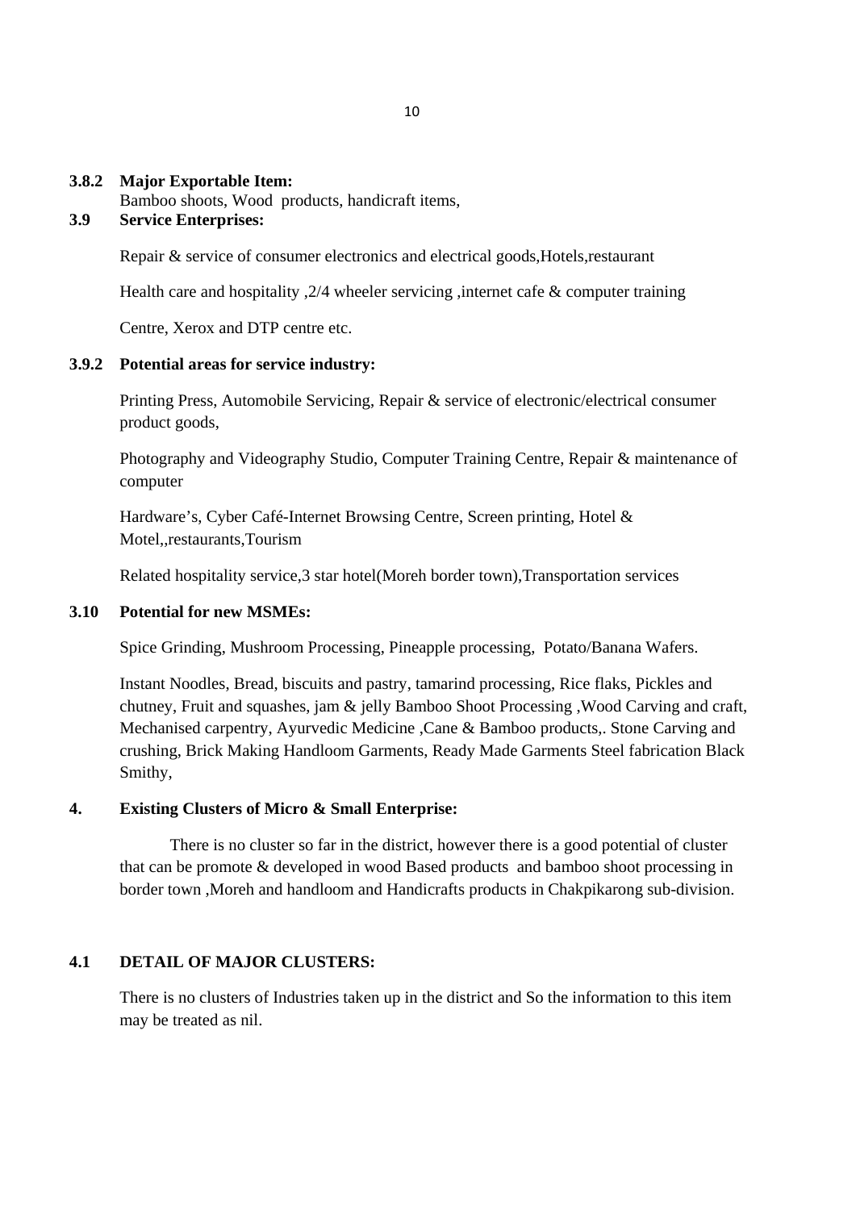**3.8.2 Major Exportable Item:**

Bamboo shoots, Wood products, handicraft items,

**3.9 Service Enterprises:**

Repair & service of consumer electronics and electrical goods,Hotels,restaurant

Health care and hospitality ,2/4 wheeler servicing ,internet cafe & computer training

Centre, Xerox and DTP centre etc.

**3.9.2 Potential areas for service industry:**

Printing Press, Automobile Servicing, Repair & service of electronic/electrical consumer product goods,

Photography and Videography Studio, Computer Training Centre, Repair & maintenance of computer

Hardware's, Cyber Café-Internet Browsing Centre, Screen printing, Hotel & Motel,,restaurants,Tourism

Related hospitality service,3 star hotel(Moreh border town),Transportation services

**3.10 Potential for new MSMEs:**

Spice Grinding, Mushroom Processing, Pineapple processing, Potato/Banana Wafers.

Instant Noodles, Bread, biscuits and pastry, tamarind processing, Rice flaks, Pickles and chutney, Fruit and squashes, jam & jelly Bamboo Shoot Processing ,Wood Carving and craft, Mechanised carpentry, Ayurvedic Medicine ,Cane & Bamboo products,. Stone Carving and crushing, Brick Making Handloom Garments, Ready Made Garments Steel fabrication Black Smithy,

**4. Existing Clusters of Micro & Small Enterprise:**

There is no cluster so far in the district, however there is a good potential of cluster that can be promote & developed in wood Based products and bamboo shoot processing in border town ,Moreh and handloom and Handicrafts products in Chakpikarong sub-division.

**4.1 DETAIL OF MAJOR CLUSTERS:**

There is no clusters of Industries taken up in the district and So the information to this item may be treated as nil.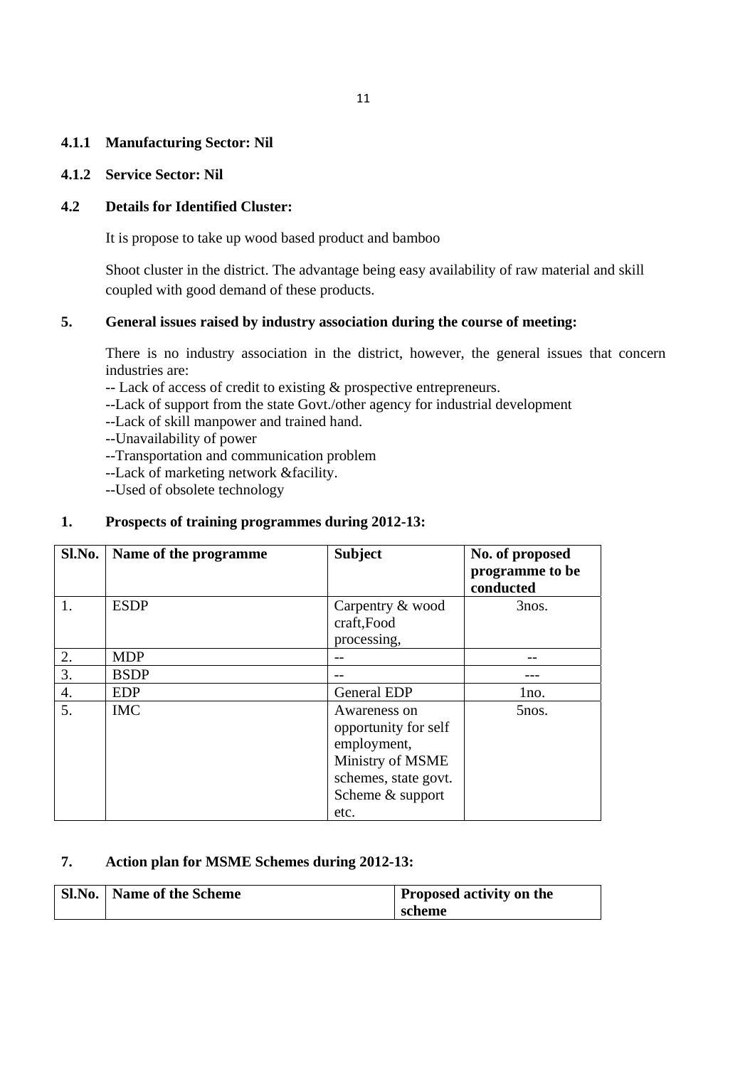### 4.1.1 Manufacturing Sector: Nil

### 4.1.2 Service Sector: Nil

### 4.2 Details for Identified Cluster:

It is propose to take up wood based product and bamboo

Shoot cluster in the district. The advantage being easy availability of raw material and skill coupled with good demand of these products.

## 5. General issues raised by industry association during the course of meeting:

There is no industry association in the district, however, the general issues that concern industries are:

-- Lack of access of credit to existing & prospective entrepreneurs.
--Lack of support from the state Govt./other agency for industrial development
--Lack of skill manpower and trained hand.
--Unavailability of power
--Transportation and communication problem
--Lack of marketing network &facility.
--Used of obsolete technology

## 1. Prospects of training programmes during 2012-13:

| Sl.No. | Name of the programme | Subject | No. of proposed programme to be conducted |
|---|---|---|---|
| 1. | ESDP | Carpentry & wood craft,Food processing, | 3nos. |
| 2. | MDP | -- | -- |
| 3. | BSDP | -- | --- |
| 4. | EDP | General EDP | 1no. |
| 5. | IMC | Awareness on opportunity for self employment, Ministry of MSME schemes, state govt. Scheme & support etc. | 5nos. |

## 7. Action plan for MSME Schemes during 2012-13:

| Sl.No. | Name of the Scheme | Proposed activity on the scheme |
|---|---|---|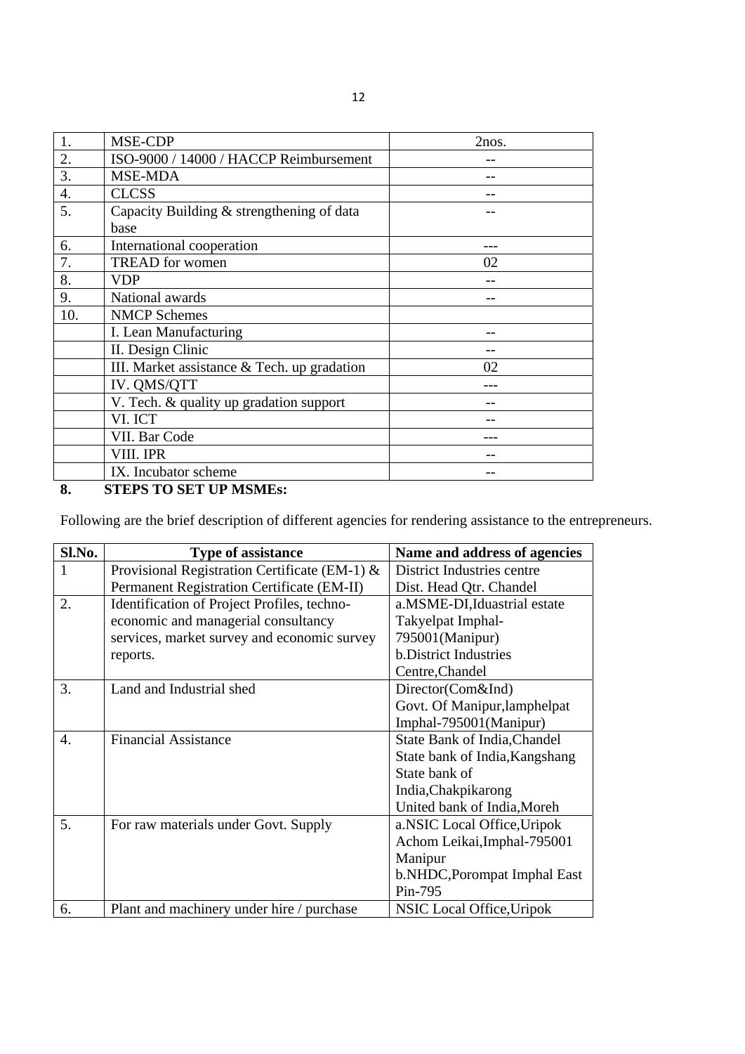| | | |
|---|---|---|
| 1. | MSE-CDP | 2nos. |
| 2. | ISO-9000 / 14000 / HACCP Reimbursement | -- |
| 3. | MSE-MDA | -- |
| 4. | CLCSS | -- |
| 5. | Capacity Building & strengthening of data base | -- |
| 6. | International cooperation | --- |
| 7. | TREAD for women | 02 |
| 8. | VDP | -- |
| 9. | National awards | -- |
| 10. | NMCP Schemes | |
| | I. Lean Manufacturing | -- |
| | II. Design Clinic | -- |
| | III. Market assistance & Tech. up gradation | 02 |
| | IV. QMS/QTT | --- |
| | V. Tech. & quality up gradation support | -- |
| | VI. ICT | -- |
| | VII. Bar Code | --- |
| | VIII. IPR | -- |
| | IX. Incubator scheme | -- |

## 8. STEPS TO SET UP MSMEs:

Following are the brief description of different agencies for rendering assistance to the entrepreneurs.

| Sl.No. | Type of assistance | Name and address of agencies |
|---|---|---|
| 1 | Provisional Registration Certificate (EM-1) & Permanent Registration Certificate (EM-II) | District Industries centre Dist. Head Qtr. Chandel |
| 2. | Identification of Project Profiles, techno-economic and managerial consultancy services, market survey and economic survey reports. | a.MSME-DI,Iduastrial estate Takyelpat Imphal-795001(Manipur) b.District Industries Centre,Chandel |
| 3. | Land and Industrial shed | Director(Com&Ind) Govt. Of Manipur,lamphelpat Imphal-795001(Manipur) |
| 4. | Financial Assistance | State Bank of India,Chandel State bank of India,Kangshang State bank of India,Chakpikarong United bank of India,Moreh |
| 5. | For raw materials under Govt. Supply | a.NSIC Local Office,Uripok Achom Leikai,Imphal-795001 Manipur b.NHDC,Porompat Imphal East Pin-795 |
| 6. | Plant and machinery under hire / purchase | NSIC Local Office,Uripok |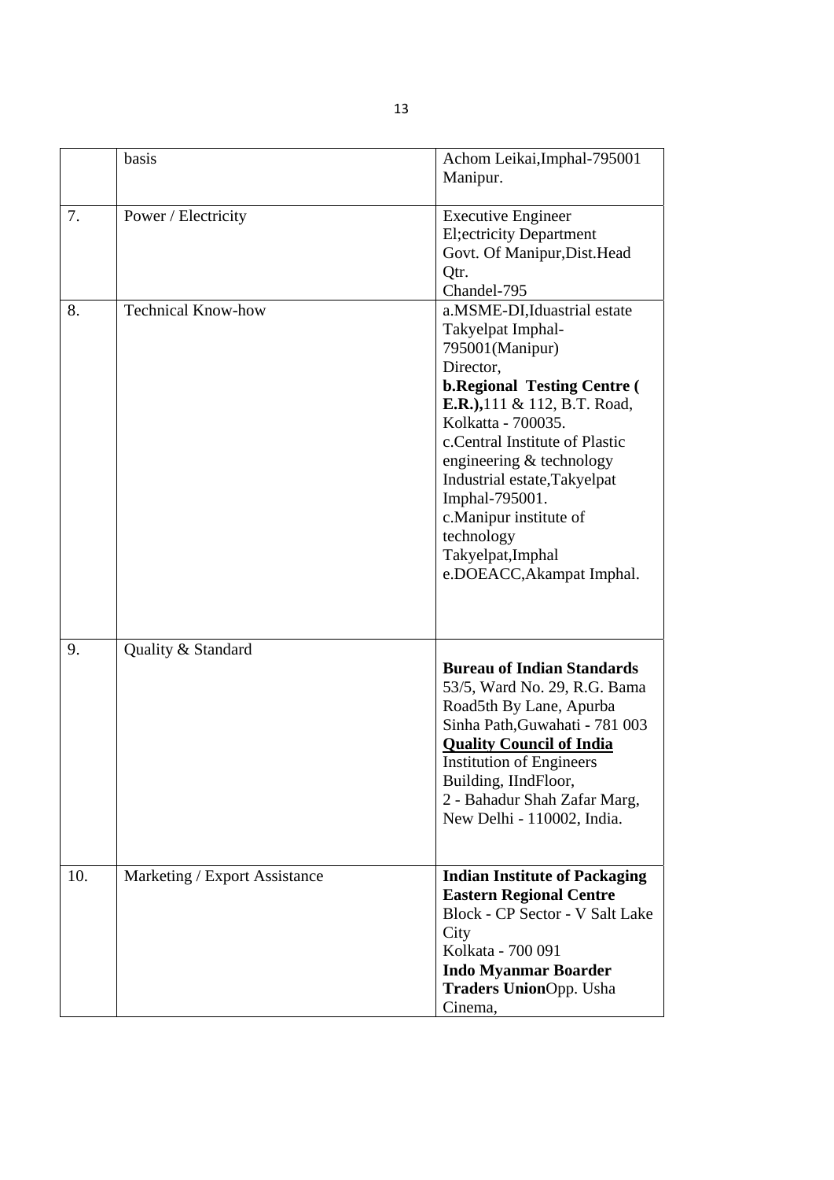|  | basis | Achom Leikai,Imphal-795001 Manipur. |
|---|---|---|
| 7. | Power / Electricity | Executive Engineer El;ectricity Department Govt. Of Manipur,Dist.Head Qtr. Chandel-795 |
| 8. | Technical Know-how | a.MSME-DI,Iduastrial estate Takyelpat Imphal-795001(Manipur) Director, **b.Regional Testing Centre ( E.R.),**111 & 112, B.T. Road, Kolkatta - 700035. c.Central Institute of Plastic engineering & technology Industrial estate,Takyelpat Imphal-795001. c.Manipur institute of technology Takyelpat,Imphal e.DOEACC,Akampat Imphal. |
| 9. | Quality & Standard | **Bureau of Indian Standards** 53/5, Ward No. 29, R.G. Bama Road5th By Lane, Apurba Sinha Path,Guwahati - 781 003 **<u>Quality Council of India</u>** Institution of Engineers Building, IIndFloor, 2 - Bahadur Shah Zafar Marg, New Delhi - 110002, India. |
| 10. | Marketing / Export Assistance | **Indian Institute of Packaging Eastern Regional Centre** Block - CP Sector - V Salt Lake City Kolkata - 700 091 **Indo Myanmar Boarder Traders Union**Opp. Usha Cinema, |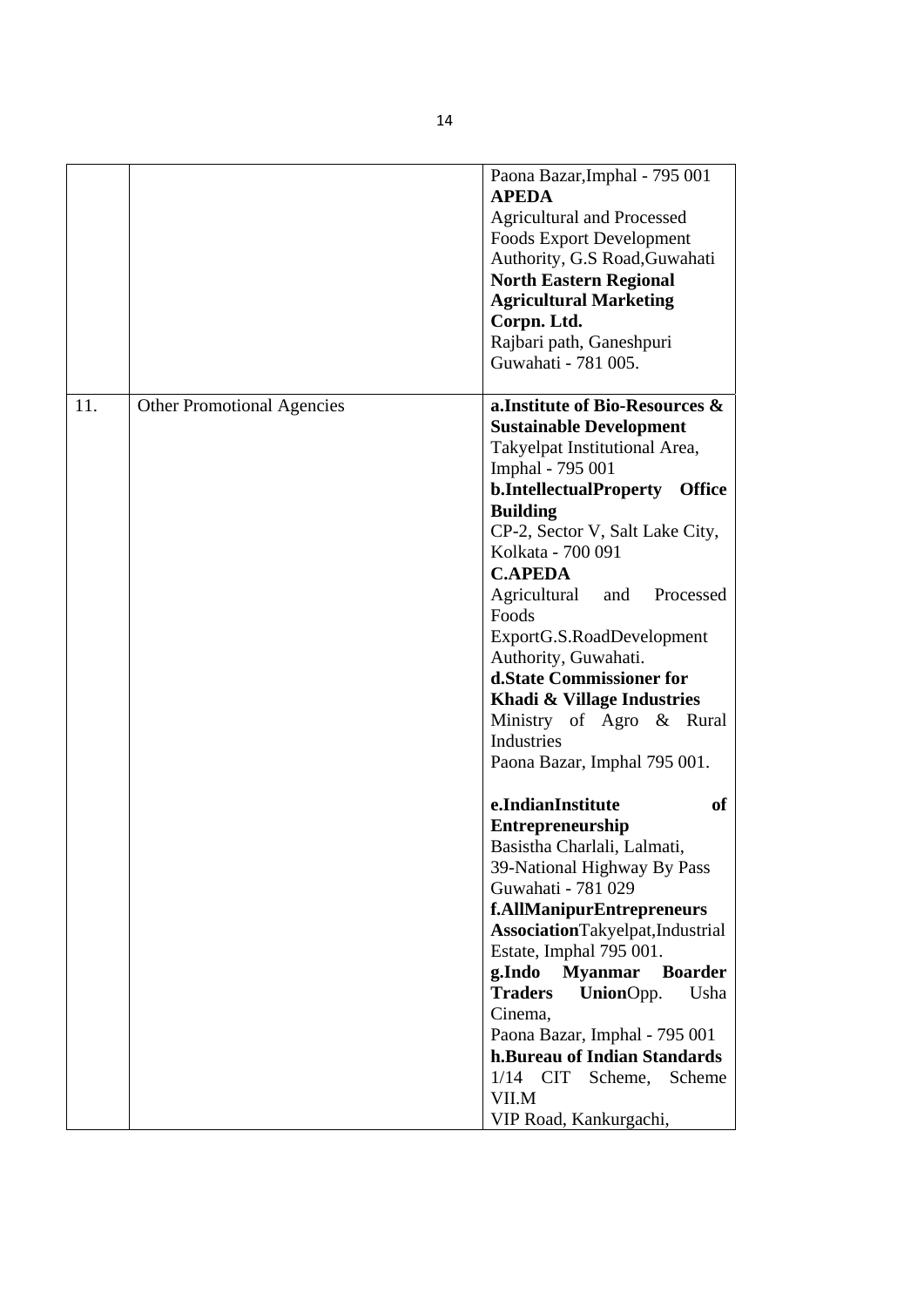| | | |
|---|---|---|
| | | Paona Bazar,Imphal - 795 001<br>**APEDA**<br>Agricultural and Processed Foods Export Development Authority, G.S Road,Guwahati<br>**North Eastern Regional Agricultural Marketing Corpn. Ltd.**<br>Rajbari path, Ganeshpuri Guwahati - 781 005. |
| 11. | Other Promotional Agencies | **a.Institute of Bio-Resources & Sustainable Development**<br>Takyelpat Institutional Area, Imphal - 795 001<br>**b.IntellectualProperty Office Building**<br>CP-2, Sector V, Salt Lake City, Kolkata - 700 091<br>**C.APEDA**<br>Agricultural and Processed Foods ExportG.S.RoadDevelopment Authority, Guwahati.<br>**d.State Commissioner for Khadi & Village Industries**<br>Ministry of Agro & Rural Industries<br>Paona Bazar, Imphal 795 001.<br><br>**e.IndianInstitute of Entrepreneurship**<br>Basistha Charlali, Lalmati, 39-National Highway By Pass Guwahati - 781 029<br>**f.AllManipurEntrepreneurs Association**Takyelpat,Industrial Estate, Imphal 795 001.<br>**g.Indo Myanmar Boarder Traders Union**Opp. Usha Cinema,<br>Paona Bazar, Imphal - 795 001<br>**h.Bureau of Indian Standards**<br>1/14 CIT Scheme, Scheme VII.M<br>VIP Road, Kankurgachi, |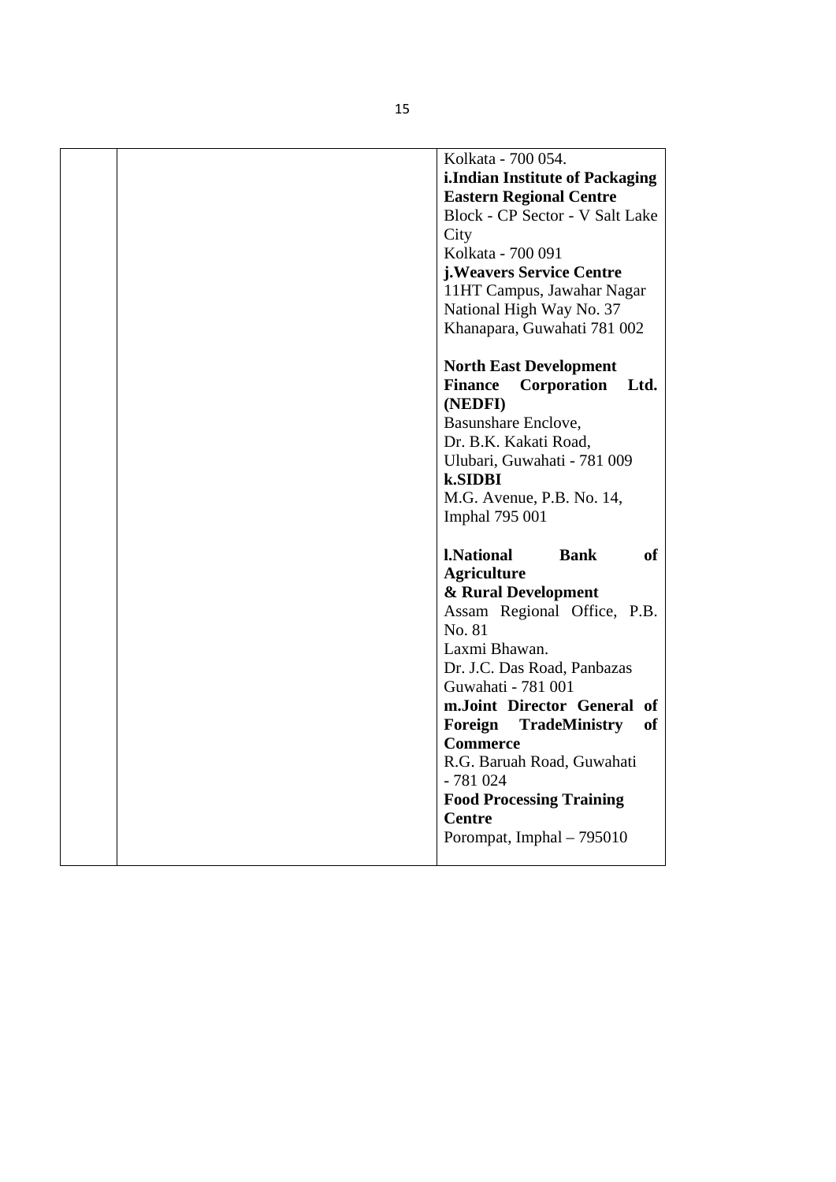| | | |
|---|---|---|
| | | Kolkata - 700 054.<br>**i.Indian Institute of Packaging Eastern Regional Centre**<br>Block - CP Sector - V Salt Lake City<br>Kolkata - 700 091<br>**j.Weavers Service Centre**<br>11HT Campus, Jawahar Nagar<br>National High Way No. 37<br>Khanapara, Guwahati 781 002<br><br>**North East Development Finance Corporation Ltd. (NEDFI)**<br>Basunshare Enclove,<br>Dr. B.K. Kakati Road,<br>Ulubari, Guwahati - 781 009<br>**k.SIDBI**<br>M.G. Avenue, P.B. No. 14,<br>Imphal 795 001<br><br>**l.National Bank of Agriculture & Rural Development**<br>Assam Regional Office, P.B. No. 81<br>Laxmi Bhawan.<br>Dr. J.C. Das Road, Panbazas<br>Guwahati - 781 001<br>**m.Joint Director General of Foreign TradeMinistry of Commerce**<br>R.G. Baruah Road, Guwahati - 781 024<br>**Food Processing Training Centre**<br>Porompat, Imphal – 795010 |